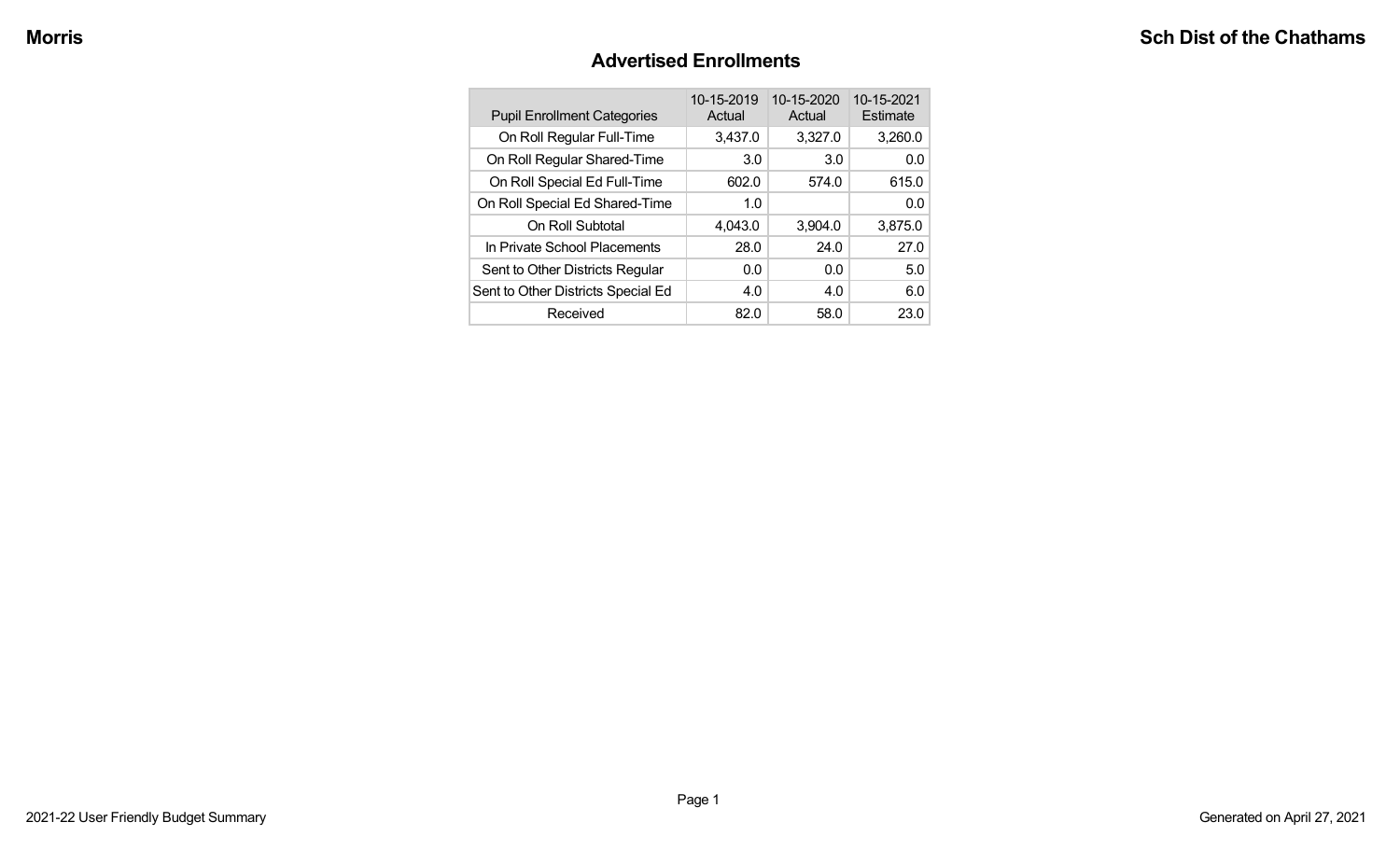## Advertised Enrollments

| Pupil Enrollment Categories | 10-15-2019 Actual | 10-15-2020 Actual | 10-15-2021 Estimate |
|---|---|---|---|
| On Roll Regular Full-Time | 3,437.0 | 3,327.0 | 3,260.0 |
| On Roll Regular Shared-Time | 3.0 | 3.0 | 0.0 |
| On Roll Special Ed Full-Time | 602.0 | 574.0 | 615.0 |
| On Roll Special Ed Shared-Time | 1.0 | | 0.0 |
| On Roll Subtotal | 4,043.0 | 3,904.0 | 3,875.0 |
| In Private School Placements | 28.0 | 24.0 | 27.0 |
| Sent to Other Districts Regular | 0.0 | 0.0 | 5.0 |
| Sent to Other Districts Special Ed | 4.0 | 4.0 | 6.0 |
| Received | 82.0 | 58.0 | 23.0 |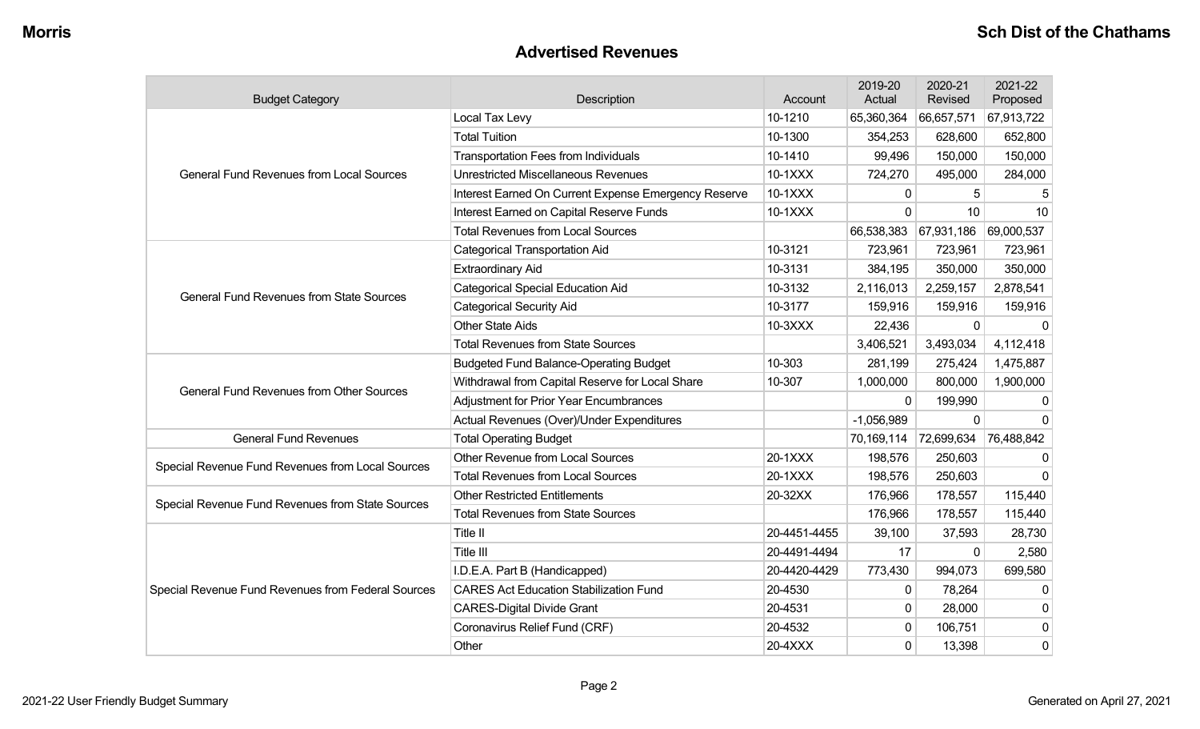## Advertised Revenues

| Budget Category | Description | Account | 2019-20 Actual | 2020-21 Revised | 2021-22 Proposed |
|---|---|---|---|---|---|
| General Fund Revenues from Local Sources | Local Tax Levy | 10-1210 | 65,360,364 | 66,657,571 | 67,913,722 |
| | Total Tuition | 10-1300 | 354,253 | 628,600 | 652,800 |
| | Transportation Fees from Individuals | 10-1410 | 99,496 | 150,000 | 150,000 |
| | Unrestricted Miscellaneous Revenues | 10-1XXX | 724,270 | 495,000 | 284,000 |
| | Interest Earned On Current Expense Emergency Reserve | 10-1XXX | 0 | 5 | 5 |
| | Interest Earned on Capital Reserve Funds | 10-1XXX | 0 | 10 | 10 |
| | Total Revenues from Local Sources | | 66,538,383 | 67,931,186 | 69,000,537 |
| General Fund Revenues from State Sources | Categorical Transportation Aid | 10-3121 | 723,961 | 723,961 | 723,961 |
| | Extraordinary Aid | 10-3131 | 384,195 | 350,000 | 350,000 |
| | Categorical Special Education Aid | 10-3132 | 2,116,013 | 2,259,157 | 2,878,541 |
| | Categorical Security Aid | 10-3177 | 159,916 | 159,916 | 159,916 |
| | Other State Aids | 10-3XXX | 22,436 | 0 | 0 |
| | Total Revenues from State Sources | | 3,406,521 | 3,493,034 | 4,112,418 |
| General Fund Revenues from Other Sources | Budgeted Fund Balance-Operating Budget | 10-303 | 281,199 | 275,424 | 1,475,887 |
| | Withdrawal from Capital Reserve for Local Share | 10-307 | 1,000,000 | 800,000 | 1,900,000 |
| | Adjustment for Prior Year Encumbrances | | 0 | 199,990 | 0 |
| | Actual Revenues (Over)/Under Expenditures | | -1,056,989 | 0 | 0 |
| General Fund Revenues | Total Operating Budget | | 70,169,114 | 72,699,634 | 76,488,842 |
| Special Revenue Fund Revenues from Local Sources | Other Revenue from Local Sources | 20-1XXX | 198,576 | 250,603 | 0 |
| | Total Revenues from Local Sources | 20-1XXX | 198,576 | 250,603 | 0 |
| Special Revenue Fund Revenues from State Sources | Other Restricted Entitlements | 20-32XX | 176,966 | 178,557 | 115,440 |
| | Total Revenues from State Sources | | 176,966 | 178,557 | 115,440 |
| Special Revenue Fund Revenues from Federal Sources | Title II | 20-4451-4455 | 39,100 | 37,593 | 28,730 |
| | Title III | 20-4491-4494 | 17 | 0 | 2,580 |
| | I.D.E.A. Part B (Handicapped) | 20-4420-4429 | 773,430 | 994,073 | 699,580 |
| | CARES Act Education Stabilization Fund | 20-4530 | 0 | 78,264 | 0 |
| | CARES-Digital Divide Grant | 20-4531 | 0 | 28,000 | 0 |
| | Coronavirus Relief Fund (CRF) | 20-4532 | 0 | 106,751 | 0 |
| | Other | 20-4XXX | 0 | 13,398 | 0 |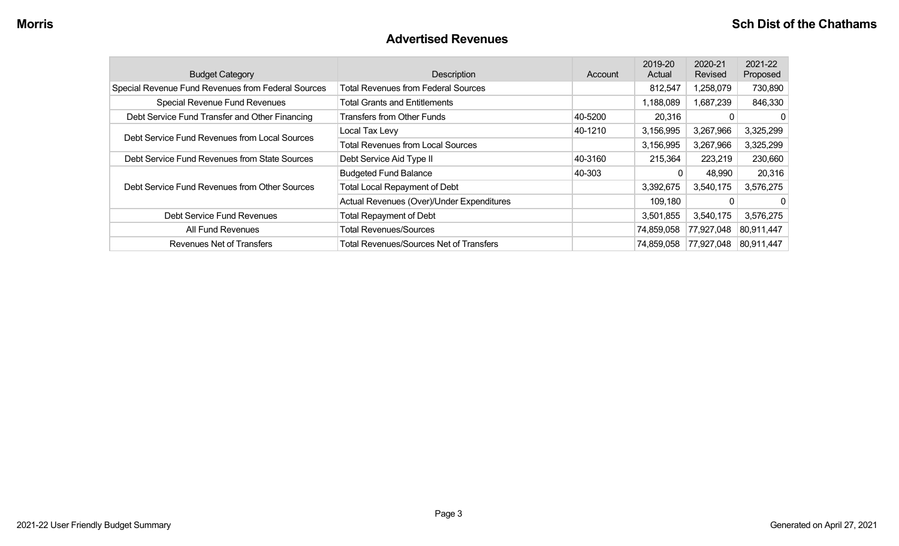## Advertised Revenues

| Budget Category | Description | Account | 2019-20 Actual | 2020-21 Revised | 2021-22 Proposed |
|---|---|---|---|---|---|
| Special Revenue Fund Revenues from Federal Sources | Total Revenues from Federal Sources | | 812,547 | 1,258,079 | 730,890 |
| Special Revenue Fund Revenues | Total Grants and Entitlements | | 1,188,089 | 1,687,239 | 846,330 |
| Debt Service Fund Transfer and Other Financing | Transfers from Other Funds | 40-5200 | 20,316 | 0 | 0 |
| Debt Service Fund Revenues from Local Sources | Local Tax Levy | 40-1210 | 3,156,995 | 3,267,966 | 3,325,299 |
| | Total Revenues from Local Sources | | 3,156,995 | 3,267,966 | 3,325,299 |
| Debt Service Fund Revenues from State Sources | Debt Service Aid Type II | 40-3160 | 215,364 | 223,219 | 230,660 |
| Debt Service Fund Revenues from Other Sources | Budgeted Fund Balance | 40-303 | 0 | 48,990 | 20,316 |
| | Total Local Repayment of Debt | | 3,392,675 | 3,540,175 | 3,576,275 |
| | Actual Revenues (Over)/Under Expenditures | | 109,180 | 0 | 0 |
| Debt Service Fund Revenues | Total Repayment of Debt | | 3,501,855 | 3,540,175 | 3,576,275 |
| All Fund Revenues | Total Revenues/Sources | | 74,859,058 | 77,927,048 | 80,911,447 |
| Revenues Net of Transfers | Total Revenues/Sources Net of Transfers | | 74,859,058 | 77,927,048 | 80,911,447 |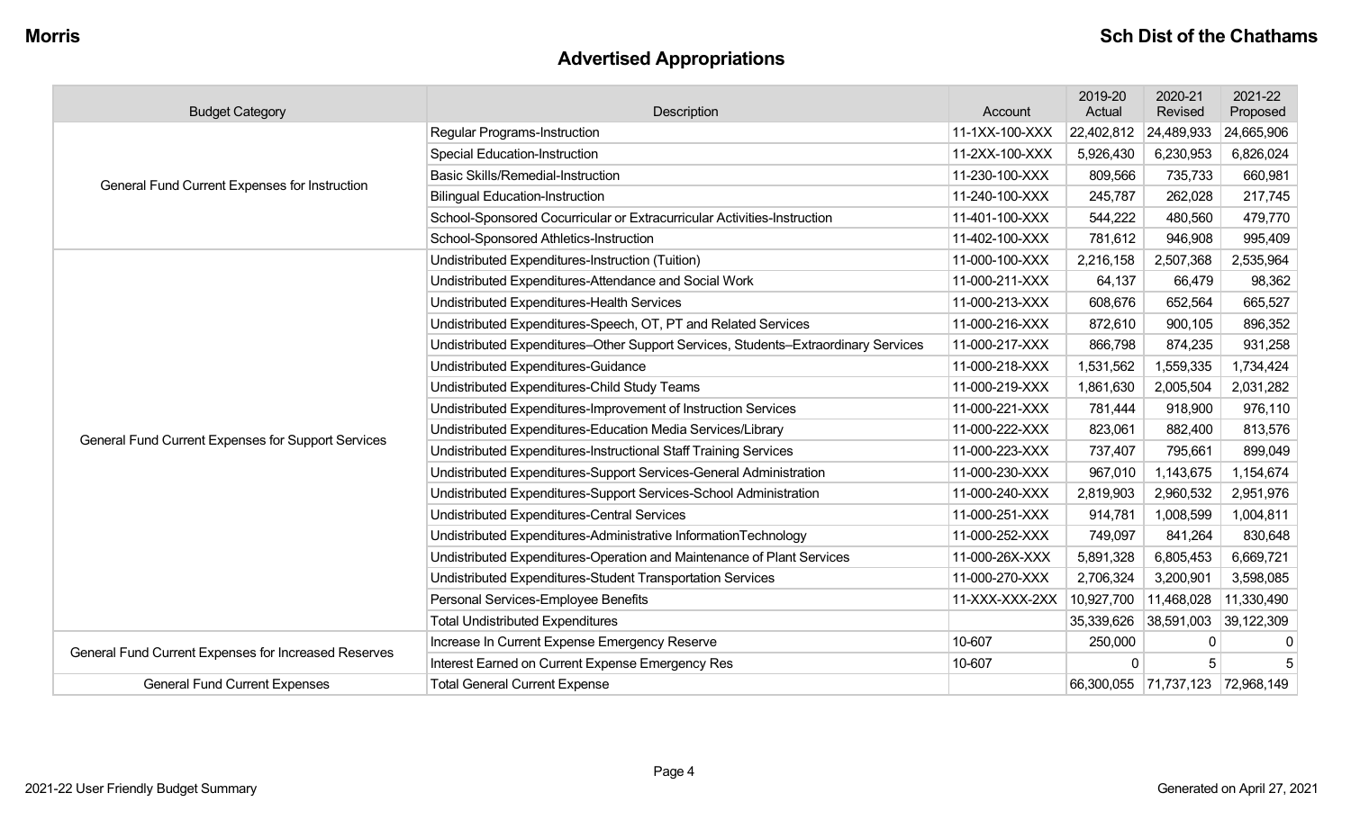## Advertised Appropriations

| Budget Category | Description | Account | 2019-20 Actual | 2020-21 Revised | 2021-22 Proposed |
|---|---|---|---|---|---|
| General Fund Current Expenses for Instruction | Regular Programs-Instruction | 11-1XX-100-XXX | 22,402,812 | 24,489,933 | 24,665,906 |
| | Special Education-Instruction | 11-2XX-100-XXX | 5,926,430 | 6,230,953 | 6,826,024 |
| | Basic Skills/Remedial-Instruction | 11-230-100-XXX | 809,566 | 735,733 | 660,981 |
| | Bilingual Education-Instruction | 11-240-100-XXX | 245,787 | 262,028 | 217,745 |
| | School-Sponsored Cocurricular or Extracurricular Activities-Instruction | 11-401-100-XXX | 544,222 | 480,560 | 479,770 |
| | School-Sponsored Athletics-Instruction | 11-402-100-XXX | 781,612 | 946,908 | 995,409 |
| General Fund Current Expenses for Support Services | Undistributed Expenditures-Instruction (Tuition) | 11-000-100-XXX | 2,216,158 | 2,507,368 | 2,535,964 |
| | Undistributed Expenditures-Attendance and Social Work | 11-000-211-XXX | 64,137 | 66,479 | 98,362 |
| | Undistributed Expenditures-Health Services | 11-000-213-XXX | 608,676 | 652,564 | 665,527 |
| | Undistributed Expenditures-Speech, OT, PT and Related Services | 11-000-216-XXX | 872,610 | 900,105 | 896,352 |
| | Undistributed Expenditures–Other Support Services, Students–Extraordinary Services | 11-000-217-XXX | 866,798 | 874,235 | 931,258 |
| | Undistributed Expenditures-Guidance | 11-000-218-XXX | 1,531,562 | 1,559,335 | 1,734,424 |
| | Undistributed Expenditures-Child Study Teams | 11-000-219-XXX | 1,861,630 | 2,005,504 | 2,031,282 |
| | Undistributed Expenditures-Improvement of Instruction Services | 11-000-221-XXX | 781,444 | 918,900 | 976,110 |
| | Undistributed Expenditures-Education Media Services/Library | 11-000-222-XXX | 823,061 | 882,400 | 813,576 |
| | Undistributed Expenditures-Instructional Staff Training Services | 11-000-223-XXX | 737,407 | 795,661 | 899,049 |
| | Undistributed Expenditures-Support Services-General Administration | 11-000-230-XXX | 967,010 | 1,143,675 | 1,154,674 |
| | Undistributed Expenditures-Support Services-School Administration | 11-000-240-XXX | 2,819,903 | 2,960,532 | 2,951,976 |
| | Undistributed Expenditures-Central Services | 11-000-251-XXX | 914,781 | 1,008,599 | 1,004,811 |
| | Undistributed Expenditures-Administrative InformationTechnology | 11-000-252-XXX | 749,097 | 841,264 | 830,648 |
| | Undistributed Expenditures-Operation and Maintenance of Plant Services | 11-000-26X-XXX | 5,891,328 | 6,805,453 | 6,669,721 |
| | Undistributed Expenditures-Student Transportation Services | 11-000-270-XXX | 2,706,324 | 3,200,901 | 3,598,085 |
| | Personal Services-Employee Benefits | 11-XXX-XXX-2XX | 10,927,700 | 11,468,028 | 11,330,490 |
| | Total Undistributed Expenditures | | 35,339,626 | 38,591,003 | 39,122,309 |
| General Fund Current Expenses for Increased Reserves | Increase In Current Expense Emergency Reserve | 10-607 | 250,000 | 0 | 0 |
| | Interest Earned on Current Expense Emergency Res | 10-607 | 0 | 5 | 5 |
| General Fund Current Expenses | Total General Current Expense | | 66,300,055 | 71,737,123 | 72,968,149 |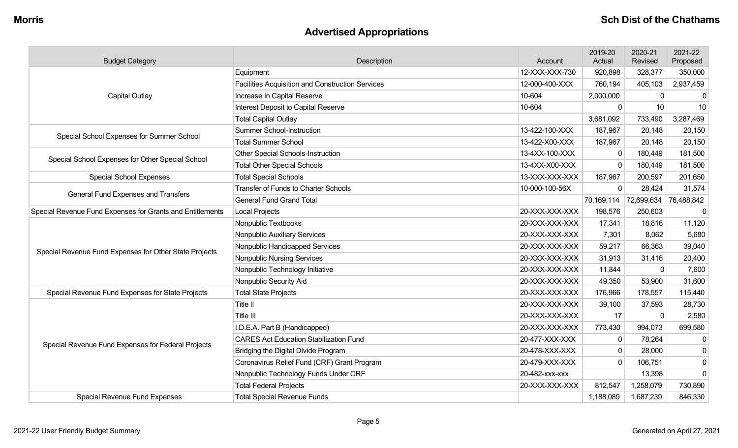## Advertised Appropriations

| Budget Category | Description | Account | 2019-20 Actual | 2020-21 Revised | 2021-22 Proposed |
|---|---|---|---|---|---|
| Capital Outlay | Equipment | 12-XXX-XXX-730 | 920,898 | 328,377 | 350,000 |
| | Facilities Acquisition and Construction Services | 12-000-400-XXX | 760,194 | 405,103 | 2,937,459 |
| | Increase In Capital Reserve | 10-604 | 2,000,000 | 0 | 0 |
| | Interest Deposit to Capital Reserve | 10-604 | 0 | 10 | 10 |
| | Total Capital Outlay | | 3,681,092 | 733,490 | 3,287,469 |
| Special School Expenses for Summer School | Summer School-Instruction | 13-422-100-XXX | 187,967 | 20,148 | 20,150 |
| | Total Summer School | 13-422-X00-XXX | 187,967 | 20,148 | 20,150 |
| Special School Expenses for Other Special School | Other Special Schools-Instruction | 13-4XX-100-XXX | 0 | 180,449 | 181,500 |
| | Total Other Special Schools | 13-4XX-X00-XXX | 0 | 180,449 | 181,500 |
| Special School Expenses | Total Special Schools | 13-XXX-XXX-XXX | 187,967 | 200,597 | 201,650 |
| General Fund Expenses and Transfers | Transfer of Funds to Charter Schools | 10-000-100-56X | 0 | 28,424 | 31,574 |
| | General Fund Grand Total | | 70,169,114 | 72,699,634 | 76,488,842 |
| Special Revenue Fund Expenses for Grants and Entitlements | Local Projects | 20-XXX-XXX-XXX | 198,576 | 250,603 | 0 |
| Special Revenue Fund Expenses for Other State Projects | Nonpublic Textbooks | 20-XXX-XXX-XXX | 17,341 | 18,816 | 11,120 |
| | Nonpublic Auxiliary Services | 20-XXX-XXX-XXX | 7,301 | 8,062 | 5,680 |
| | Nonpublic Handicapped Services | 20-XXX-XXX-XXX | 59,217 | 66,363 | 39,040 |
| | Nonpublic Nursing Services | 20-XXX-XXX-XXX | 31,913 | 31,416 | 20,400 |
| | Nonpublic Technology Initiative | 20-XXX-XXX-XXX | 11,844 | 0 | 7,600 |
| | Nonpublic Security Aid | 20-XXX-XXX-XXX | 49,350 | 53,900 | 31,600 |
| Special Revenue Fund Expenses for State Projects | Total State Projects | 20-XXX-XXX-XXX | 176,966 | 178,557 | 115,440 |
| Special Revenue Fund Expenses for Federal Projects | Title II | 20-XXX-XXX-XXX | 39,100 | 37,593 | 28,730 |
| | Title III | 20-XXX-XXX-XXX | 17 | 0 | 2,580 |
| | I.D.E.A. Part B (Handicapped) | 20-XXX-XXX-XXX | 773,430 | 994,073 | 699,580 |
| | CARES Act Education Stabilization Fund | 20-477-XXX-XXX | 0 | 78,264 | 0 |
| | Bridging the Digital Divide Program | 20-478-XXX-XXX | 0 | 28,000 | 0 |
| | Coronavirus Relief Fund (CRF) Grant Program | 20-479-XXX-XXX | 0 | 106,751 | 0 |
| | Nonpublic Technology Funds Under CRF | 20-482-xxx-xxx | | 13,398 | 0 |
| | Total Federal Projects | 20-XXX-XXX-XXX | 812,547 | 1,258,079 | 730,890 |
| Special Revenue Fund Expenses | Total Special Revenue Funds | | 1,188,089 | 1,687,239 | 846,330 |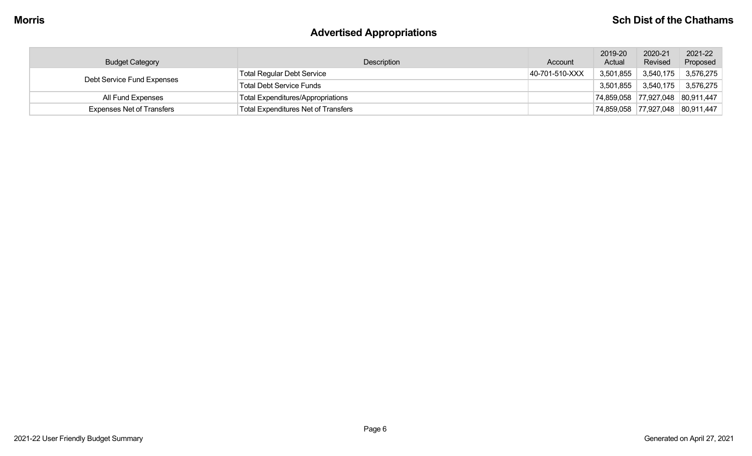## Advertised Appropriations

| Budget Category | Description | Account | 2019-20 Actual | 2020-21 Revised | 2021-22 Proposed |
|---|---|---|---|---|---|
| Debt Service Fund Expenses | Total Regular Debt Service | 40-701-510-XXX | 3,501,855 | 3,540,175 | 3,576,275 |
| | Total Debt Service Funds | | 3,501,855 | 3,540,175 | 3,576,275 |
| All Fund Expenses | Total Expenditures/Appropriations | | 74,859,058 | 77,927,048 | 80,911,447 |
| Expenses Net of Transfers | Total Expenditures Net of Transfers | | 74,859,058 | 77,927,048 | 80,911,447 |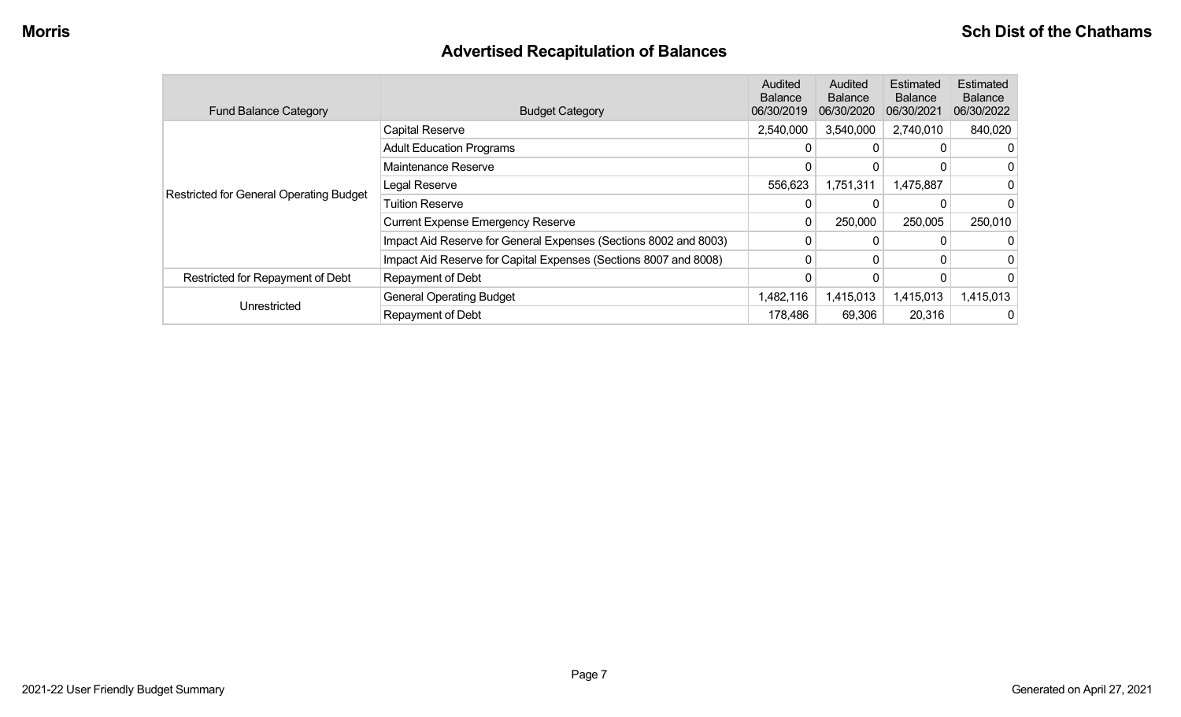## Advertised Recapitulation of Balances

| Fund Balance Category | Budget Category | Audited Balance 06/30/2019 | Audited Balance 06/30/2020 | Estimated Balance 06/30/2021 | Estimated Balance 06/30/2022 |
|---|---|---|---|---|---|
| Restricted for General Operating Budget | Capital Reserve | 2,540,000 | 3,540,000 | 2,740,010 | 840,020 |
| | Adult Education Programs | 0 | 0 | 0 | 0 |
| | Maintenance Reserve | 0 | 0 | 0 | 0 |
| | Legal Reserve | 556,623 | 1,751,311 | 1,475,887 | 0 |
| | Tuition Reserve | 0 | 0 | 0 | 0 |
| | Current Expense Emergency Reserve | 0 | 250,000 | 250,005 | 250,010 |
| | Impact Aid Reserve for General Expenses (Sections 8002 and 8003) | 0 | 0 | 0 | 0 |
| | Impact Aid Reserve for Capital Expenses (Sections 8007 and 8008) | 0 | 0 | 0 | 0 |
| Restricted for Repayment of Debt | Repayment of Debt | 0 | 0 | 0 | 0 |
| Unrestricted | General Operating Budget | 1,482,116 | 1,415,013 | 1,415,013 | 1,415,013 |
| | Repayment of Debt | 178,486 | 69,306 | 20,316 | 0 |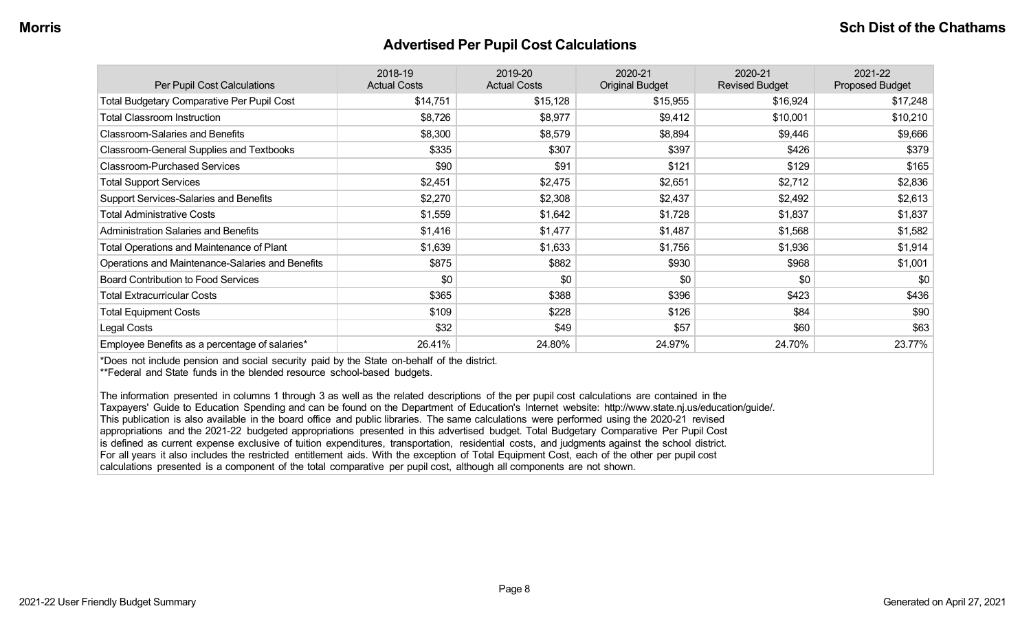## Advertised Per Pupil Cost Calculations

| Per Pupil Cost Calculations | 2018-19 Actual Costs | 2019-20 Actual Costs | 2020-21 Original Budget | 2020-21 Revised Budget | 2021-22 Proposed Budget |
|---|---|---|---|---|---|
| Total Budgetary Comparative Per Pupil Cost | $14,751 | $15,128 | $15,955 | $16,924 | $17,248 |
| Total Classroom Instruction | $8,726 | $8,977 | $9,412 | $10,001 | $10,210 |
| Classroom-Salaries and Benefits | $8,300 | $8,579 | $8,894 | $9,446 | $9,666 |
| Classroom-General Supplies and Textbooks | $335 | $307 | $397 | $426 | $379 |
| Classroom-Purchased Services | $90 | $91 | $121 | $129 | $165 |
| Total Support Services | $2,451 | $2,475 | $2,651 | $2,712 | $2,836 |
| Support Services-Salaries and Benefits | $2,270 | $2,308 | $2,437 | $2,492 | $2,613 |
| Total Administrative Costs | $1,559 | $1,642 | $1,728 | $1,837 | $1,837 |
| Administration Salaries and Benefits | $1,416 | $1,477 | $1,487 | $1,568 | $1,582 |
| Total Operations and Maintenance of Plant | $1,639 | $1,633 | $1,756 | $1,936 | $1,914 |
| Operations and Maintenance-Salaries and Benefits | $875 | $882 | $930 | $968 | $1,001 |
| Board Contribution to Food Services | $0 | $0 | $0 | $0 | $0 |
| Total Extracurricular Costs | $365 | $388 | $396 | $423 | $436 |
| Total Equipment Costs | $109 | $228 | $126 | $84 | $90 |
| Legal Costs | $32 | $49 | $57 | $60 | $63 |
| Employee Benefits as a percentage of salaries* | 26.41% | 24.80% | 24.97% | 24.70% | 23.77% |

*Does not include pension and social security paid by the State on-behalf of the district.
**Federal and State funds in the blended resource school-based budgets.

The information presented in columns 1 through 3 as well as the related descriptions of the per pupil cost calculations are contained in the Taxpayers' Guide to Education Spending and can be found on the Department of Education's Internet website: http://www.state.nj.us/education/guide/. This publication is also available in the board office and public libraries. The same calculations were performed using the 2020-21 revised appropriations and the 2021-22 budgeted appropriations presented in this advertised budget. Total Budgetary Comparative Per Pupil Cost is defined as current expense exclusive of tuition expenditures, transportation, residential costs, and judgments against the school district. For all years it also includes the restricted entitlement aids. With the exception of Total Equipment Cost, each of the other per pupil cost calculations presented is a component of the total comparative per pupil cost, although all components are not shown.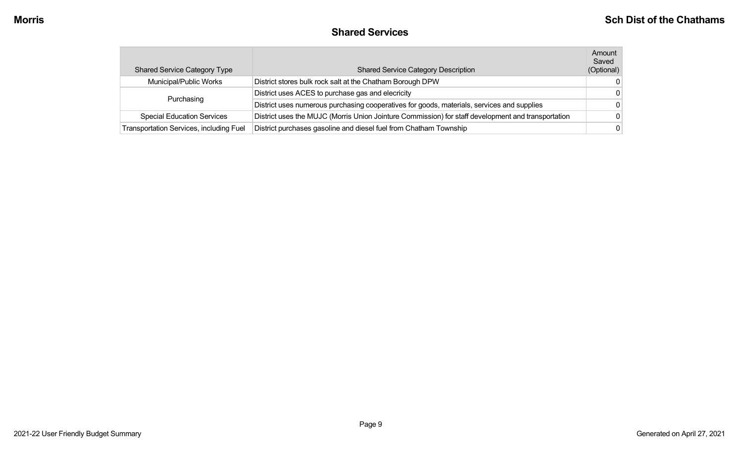## Shared Services

| Shared Service Category Type | Shared Service Category Description | Amount Saved (Optional) |
|---|---|---|
| Municipal/Public Works | District stores bulk rock salt at the Chatham Borough DPW | 0 |
| Purchasing | District uses ACES to purchase gas and elecricity | 0 |
| | District uses numerous purchasing cooperatives for goods, materials, services and supplies | 0 |
| Special Education Services | District uses the MUJC (Morris Union Jointure Commission) for staff development and transportation | 0 |
| Transportation Services, including Fuel | District purchases gasoline and diesel fuel from Chatham Township | 0 |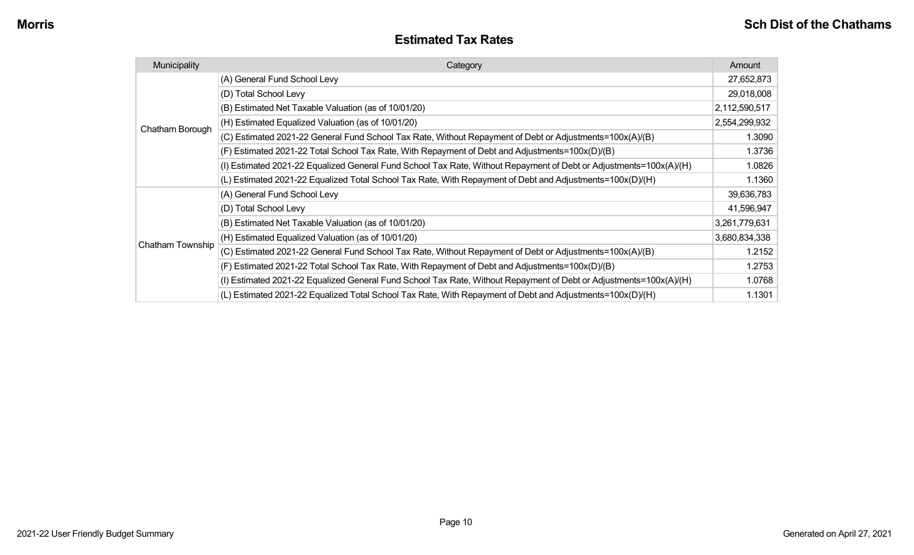## Estimated Tax Rates

| Municipality | Category | Amount |
|---|---|---|
| Chatham Borough | (A) General Fund School Levy | 27,652,873 |
| | (D) Total School Levy | 29,018,008 |
| | (B) Estimated Net Taxable Valuation (as of 10/01/20) | 2,112,590,517 |
| | (H) Estimated Equalized Valuation (as of 10/01/20) | 2,554,299,932 |
| | (C) Estimated 2021-22 General Fund School Tax Rate, Without Repayment of Debt or Adjustments=100x(A)/(B) | 1.3090 |
| | (F) Estimated 2021-22 Total School Tax Rate, With Repayment of Debt and Adjustments=100x(D)/(B) | 1.3736 |
| | (I) Estimated 2021-22 Equalized General Fund School Tax Rate, Without Repayment of Debt or Adjustments=100x(A)/(H) | 1.0826 |
| | (L) Estimated 2021-22 Equalized Total School Tax Rate, With Repayment of Debt and Adjustments=100x(D)/(H) | 1.1360 |
| Chatham Township | (A) General Fund School Levy | 39,636,783 |
| | (D) Total School Levy | 41,596,947 |
| | (B) Estimated Net Taxable Valuation (as of 10/01/20) | 3,261,779,631 |
| | (H) Estimated Equalized Valuation (as of 10/01/20) | 3,680,834,338 |
| | (C) Estimated 2021-22 General Fund School Tax Rate, Without Repayment of Debt or Adjustments=100x(A)/(B) | 1.2152 |
| | (F) Estimated 2021-22 Total School Tax Rate, With Repayment of Debt and Adjustments=100x(D)/(B) | 1.2753 |
| | (I) Estimated 2021-22 Equalized General Fund School Tax Rate, Without Repayment of Debt or Adjustments=100x(A)/(H) | 1.0768 |
| | (L) Estimated 2021-22 Equalized Total School Tax Rate, With Repayment of Debt and Adjustments=100x(D)/(H) | 1.1301 |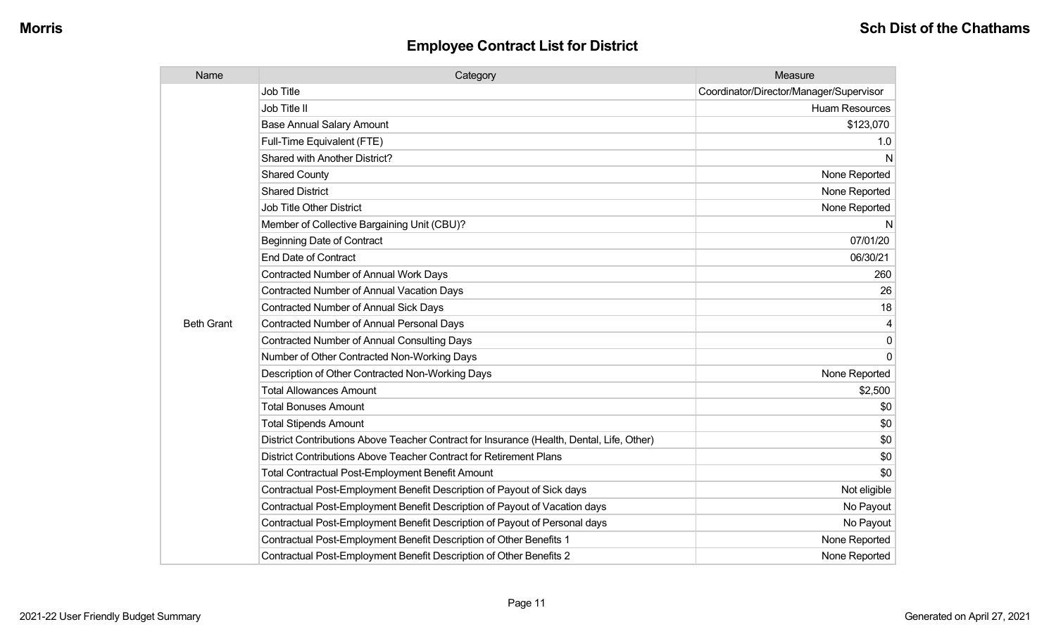## Employee Contract List for District

| Name | Category | Measure |
|---|---|---|
| Beth Grant | Job Title | Coordinator/Director/Manager/Supervisor |
| | Job Title II | Huam Resources |
| | Base Annual Salary Amount | $123,070 |
| | Full-Time Equivalent (FTE) | 1.0 |
| | Shared with Another District? | N |
| | Shared County | None Reported |
| | Shared District | None Reported |
| | Job Title Other District | None Reported |
| | Member of Collective Bargaining Unit (CBU)? | N |
| | Beginning Date of Contract | 07/01/20 |
| | End Date of Contract | 06/30/21 |
| | Contracted Number of Annual Work Days | 260 |
| | Contracted Number of Annual Vacation Days | 26 |
| | Contracted Number of Annual Sick Days | 18 |
| | Contracted Number of Annual Personal Days | 4 |
| | Contracted Number of Annual Consulting Days | 0 |
| | Number of Other Contracted Non-Working Days | 0 |
| | Description of Other Contracted Non-Working Days | None Reported |
| | Total Allowances Amount | $2,500 |
| | Total Bonuses Amount | $0 |
| | Total Stipends Amount | $0 |
| | District Contributions Above Teacher Contract for Insurance (Health, Dental, Life, Other) | $0 |
| | District Contributions Above Teacher Contract for Retirement Plans | $0 |
| | Total Contractual Post-Employment Benefit Amount | $0 |
| | Contractual Post-Employment Benefit Description of Payout of Sick days | Not eligible |
| | Contractual Post-Employment Benefit Description of Payout of Vacation days | No Payout |
| | Contractual Post-Employment Benefit Description of Payout of Personal days | No Payout |
| | Contractual Post-Employment Benefit Description of Other Benefits 1 | None Reported |
| | Contractual Post-Employment Benefit Description of Other Benefits 2 | None Reported |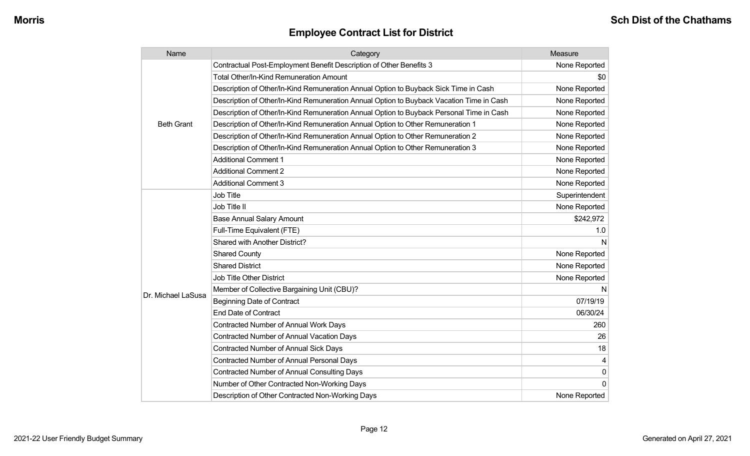## Employee Contract List for District

| Name | Category | Measure |
|---|---|---|
| Beth Grant | Contractual Post-Employment Benefit Description of Other Benefits 3 | None Reported |
| | Total Other/In-Kind Remuneration Amount | $0 |
| | Description of Other/In-Kind Remuneration Annual Option to Buyback Sick Time in Cash | None Reported |
| | Description of Other/In-Kind Remuneration Annual Option to Buyback Vacation Time in Cash | None Reported |
| | Description of Other/In-Kind Remuneration Annual Option to Buyback Personal Time in Cash | None Reported |
| | Description of Other/In-Kind Remuneration Annual Option to Other Remuneration 1 | None Reported |
| | Description of Other/In-Kind Remuneration Annual Option to Other Remuneration 2 | None Reported |
| | Description of Other/In-Kind Remuneration Annual Option to Other Remuneration 3 | None Reported |
| | Additional Comment 1 | None Reported |
| | Additional Comment 2 | None Reported |
| | Additional Comment 3 | None Reported |
| Dr. Michael LaSusa | Job Title | Superintendent |
| | Job Title II | None Reported |
| | Base Annual Salary Amount | $242,972 |
| | Full-Time Equivalent (FTE) | 1.0 |
| | Shared with Another District? | N |
| | Shared County | None Reported |
| | Shared District | None Reported |
| | Job Title Other District | None Reported |
| | Member of Collective Bargaining Unit (CBU)? | N |
| | Beginning Date of Contract | 07/19/19 |
| | End Date of Contract | 06/30/24 |
| | Contracted Number of Annual Work Days | 260 |
| | Contracted Number of Annual Vacation Days | 26 |
| | Contracted Number of Annual Sick Days | 18 |
| | Contracted Number of Annual Personal Days | 4 |
| | Contracted Number of Annual Consulting Days | 0 |
| | Number of Other Contracted Non-Working Days | 0 |
| | Description of Other Contracted Non-Working Days | None Reported |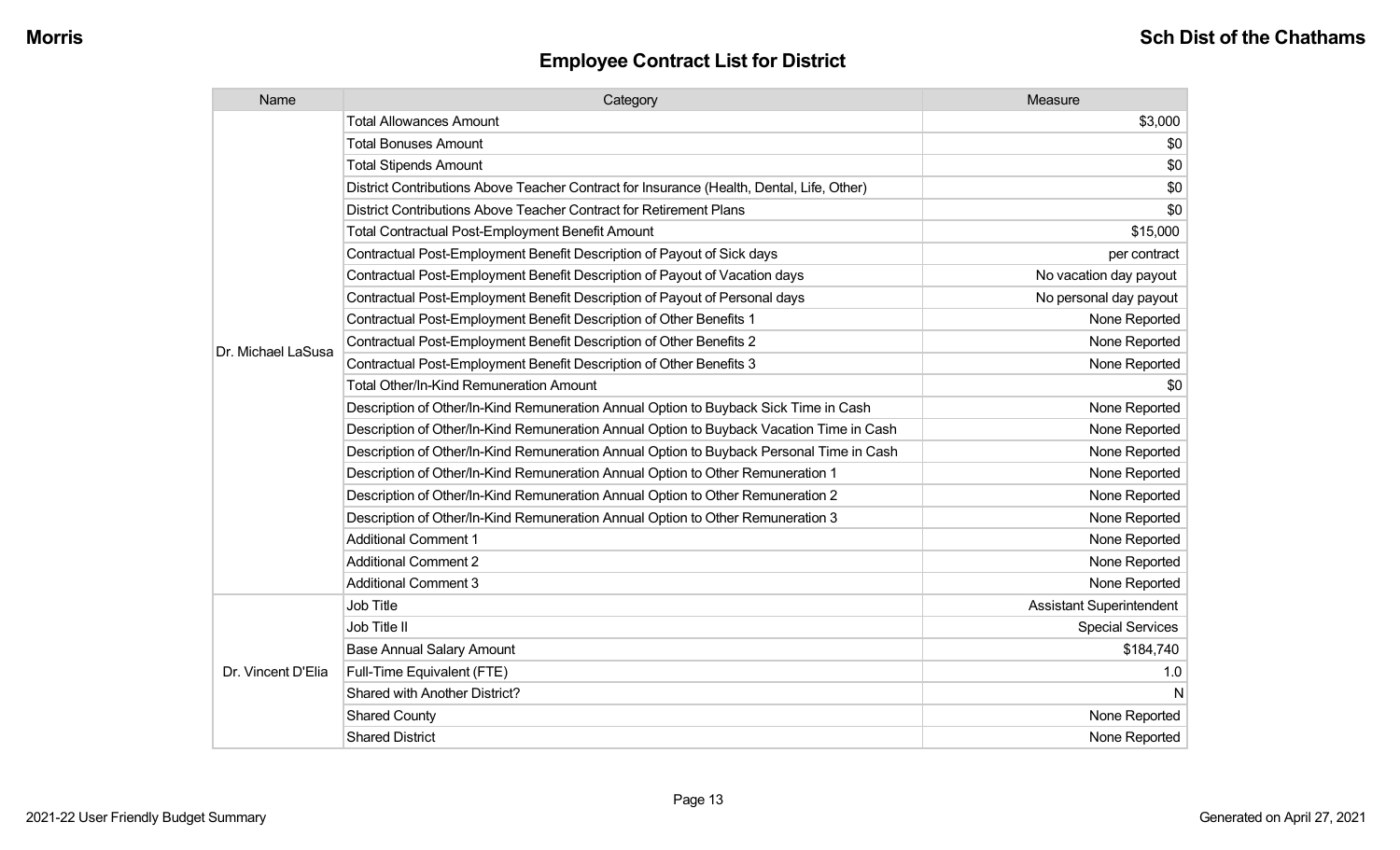## Employee Contract List for District

| Name | Category | Measure |
|---|---|---|
| Dr. Michael LaSusa | Total Allowances Amount | $3,000 |
| | Total Bonuses Amount | $0 |
| | Total Stipends Amount | $0 |
| | District Contributions Above Teacher Contract for Insurance (Health, Dental, Life, Other) | $0 |
| | District Contributions Above Teacher Contract for Retirement Plans | $0 |
| | Total Contractual Post-Employment Benefit Amount | $15,000 |
| | Contractual Post-Employment Benefit Description of Payout of Sick days | per contract |
| | Contractual Post-Employment Benefit Description of Payout of Vacation days | No vacation day payout |
| | Contractual Post-Employment Benefit Description of Payout of Personal days | No personal day payout |
| | Contractual Post-Employment Benefit Description of Other Benefits 1 | None Reported |
| | Contractual Post-Employment Benefit Description of Other Benefits 2 | None Reported |
| | Contractual Post-Employment Benefit Description of Other Benefits 3 | None Reported |
| | Total Other/In-Kind Remuneration Amount | $0 |
| | Description of Other/In-Kind Remuneration Annual Option to Buyback Sick Time in Cash | None Reported |
| | Description of Other/In-Kind Remuneration Annual Option to Buyback Vacation Time in Cash | None Reported |
| | Description of Other/In-Kind Remuneration Annual Option to Buyback Personal Time in Cash | None Reported |
| | Description of Other/In-Kind Remuneration Annual Option to Other Remuneration 1 | None Reported |
| | Description of Other/In-Kind Remuneration Annual Option to Other Remuneration 2 | None Reported |
| | Description of Other/In-Kind Remuneration Annual Option to Other Remuneration 3 | None Reported |
| | Additional Comment 1 | None Reported |
| | Additional Comment 2 | None Reported |
| | Additional Comment 3 | None Reported |
| Dr. Vincent D'Elia | Job Title | Assistant Superintendent |
| | Job Title II | Special Services |
| | Base Annual Salary Amount | $184,740 |
| | Full-Time Equivalent (FTE) | 1.0 |
| | Shared with Another District? | N |
| | Shared County | None Reported |
| | Shared District | None Reported |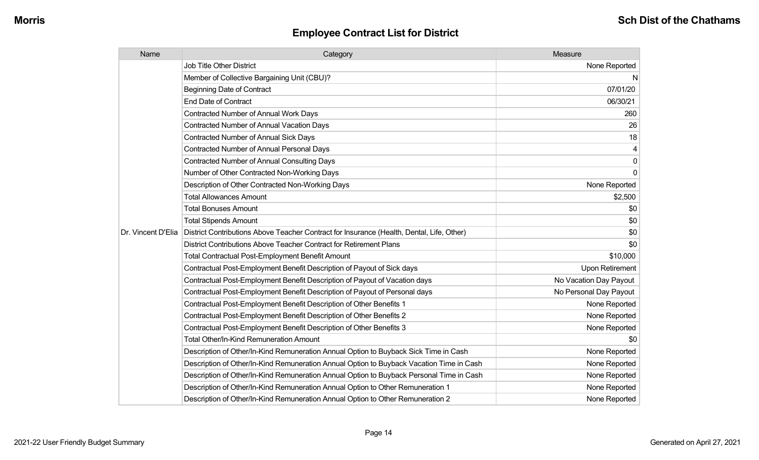## Employee Contract List for District

| Name | Category | Measure |
|---|---|---|
| Dr. Vincent D'Elia | Job Title Other District | None Reported |
| | Member of Collective Bargaining Unit (CBU)? | N |
| | Beginning Date of Contract | 07/01/20 |
| | End Date of Contract | 06/30/21 |
| | Contracted Number of Annual Work Days | 260 |
| | Contracted Number of Annual Vacation Days | 26 |
| | Contracted Number of Annual Sick Days | 18 |
| | Contracted Number of Annual Personal Days | 4 |
| | Contracted Number of Annual Consulting Days | 0 |
| | Number of Other Contracted Non-Working Days | 0 |
| | Description of Other Contracted Non-Working Days | None Reported |
| | Total Allowances Amount | $2,500 |
| | Total Bonuses Amount | $0 |
| | Total Stipends Amount | $0 |
| | District Contributions Above Teacher Contract for Insurance (Health, Dental, Life, Other) | $0 |
| | District Contributions Above Teacher Contract for Retirement Plans | $0 |
| | Total Contractual Post-Employment Benefit Amount | $10,000 |
| | Contractual Post-Employment Benefit Description of Payout of Sick days | Upon Retirement |
| | Contractual Post-Employment Benefit Description of Payout of Vacation days | No Vacation Day Payout |
| | Contractual Post-Employment Benefit Description of Payout of Personal days | No Personal Day Payout |
| | Contractual Post-Employment Benefit Description of Other Benefits 1 | None Reported |
| | Contractual Post-Employment Benefit Description of Other Benefits 2 | None Reported |
| | Contractual Post-Employment Benefit Description of Other Benefits 3 | None Reported |
| | Total Other/In-Kind Remuneration Amount | $0 |
| | Description of Other/In-Kind Remuneration Annual Option to Buyback Sick Time in Cash | None Reported |
| | Description of Other/In-Kind Remuneration Annual Option to Buyback Vacation Time in Cash | None Reported |
| | Description of Other/In-Kind Remuneration Annual Option to Buyback Personal Time in Cash | None Reported |
| | Description of Other/In-Kind Remuneration Annual Option to Other Remuneration 1 | None Reported |
| | Description of Other/In-Kind Remuneration Annual Option to Other Remuneration 2 | None Reported |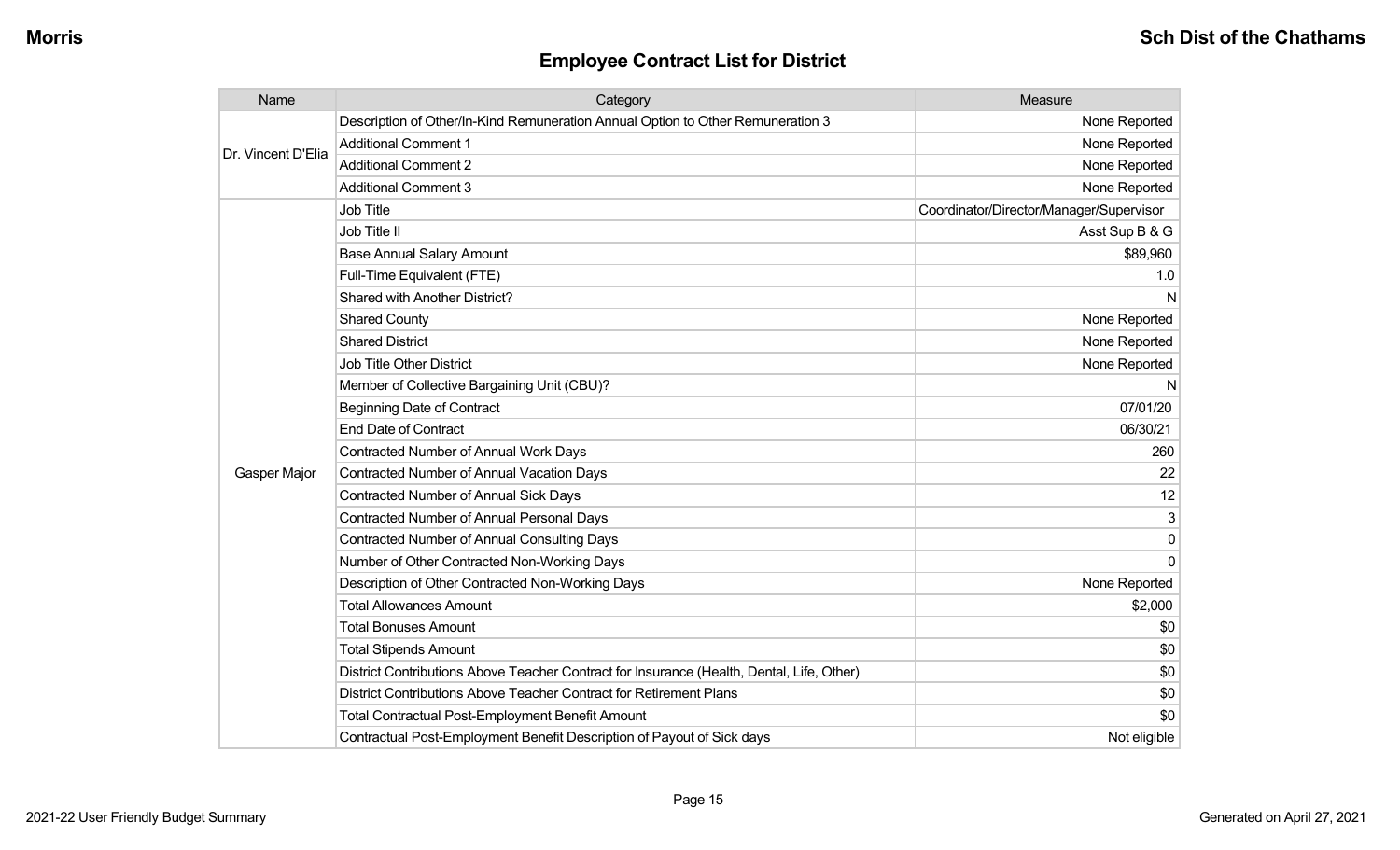## Employee Contract List for District

| Name | Category | Measure |
|---|---|---|
| Dr. Vincent D'Elia | Description of Other/In-Kind Remuneration Annual Option to Other Remuneration 3 | None Reported |
| | Additional Comment 1 | None Reported |
| | Additional Comment 2 | None Reported |
| | Additional Comment 3 | None Reported |
| Gasper Major | Job Title | Coordinator/Director/Manager/Supervisor |
| | Job Title II | Asst Sup B & G |
| | Base Annual Salary Amount | $89,960 |
| | Full-Time Equivalent (FTE) | 1.0 |
| | Shared with Another District? | N |
| | Shared County | None Reported |
| | Shared District | None Reported |
| | Job Title Other District | None Reported |
| | Member of Collective Bargaining Unit (CBU)? | N |
| | Beginning Date of Contract | 07/01/20 |
| | End Date of Contract | 06/30/21 |
| | Contracted Number of Annual Work Days | 260 |
| | Contracted Number of Annual Vacation Days | 22 |
| | Contracted Number of Annual Sick Days | 12 |
| | Contracted Number of Annual Personal Days | 3 |
| | Contracted Number of Annual Consulting Days | 0 |
| | Number of Other Contracted Non-Working Days | 0 |
| | Description of Other Contracted Non-Working Days | None Reported |
| | Total Allowances Amount | $2,000 |
| | Total Bonuses Amount | $0 |
| | Total Stipends Amount | $0 |
| | District Contributions Above Teacher Contract for Insurance (Health, Dental, Life, Other) | $0 |
| | District Contributions Above Teacher Contract for Retirement Plans | $0 |
| | Total Contractual Post-Employment Benefit Amount | $0 |
| | Contractual Post-Employment Benefit Description of Payout of Sick days | Not eligible |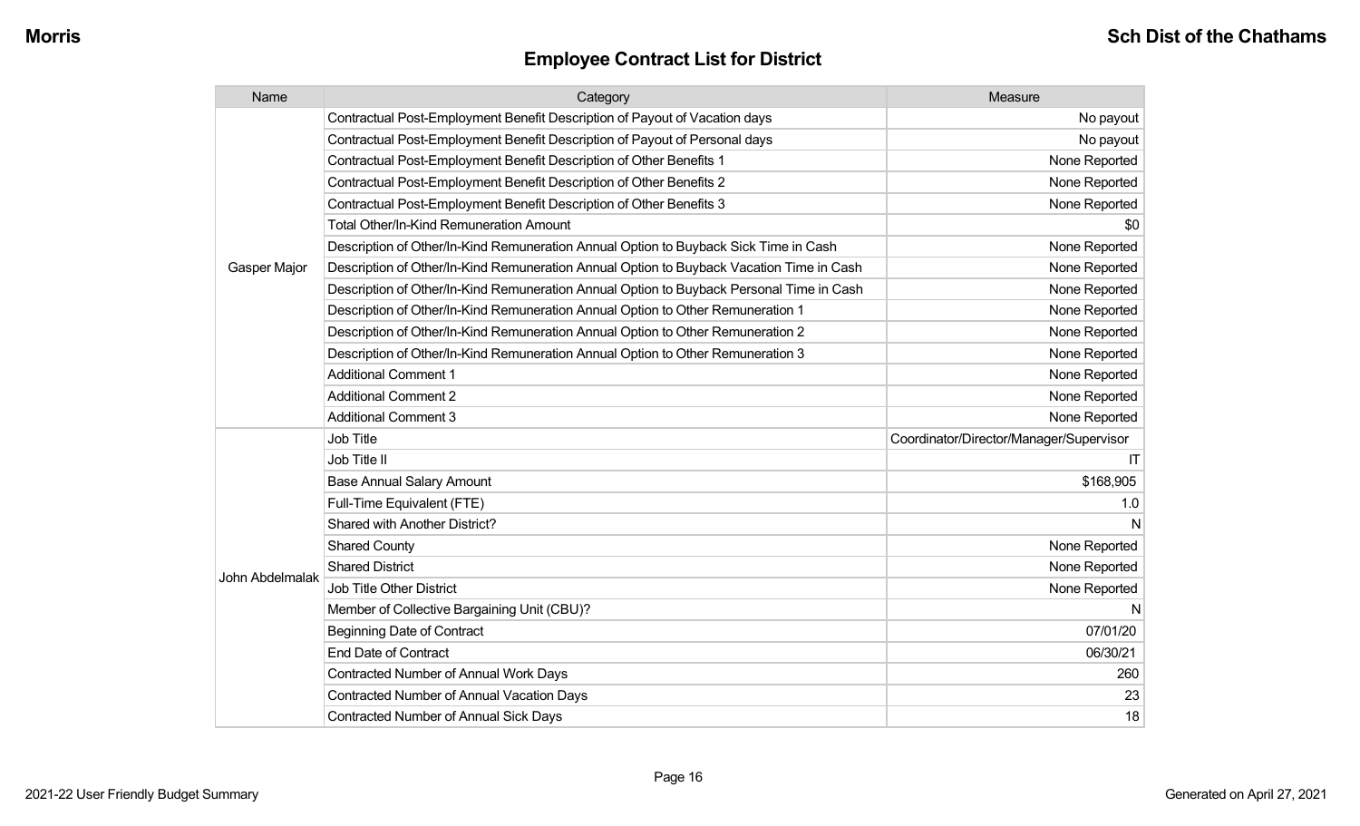## Employee Contract List for District

| Name | Category | Measure |
|---|---|---|
| Gasper Major | Contractual Post-Employment Benefit Description of Payout of Vacation days | No payout |
| | Contractual Post-Employment Benefit Description of Payout of Personal days | No payout |
| | Contractual Post-Employment Benefit Description of Other Benefits 1 | None Reported |
| | Contractual Post-Employment Benefit Description of Other Benefits 2 | None Reported |
| | Contractual Post-Employment Benefit Description of Other Benefits 3 | None Reported |
| | Total Other/In-Kind Remuneration Amount | $0 |
| | Description of Other/In-Kind Remuneration Annual Option to Buyback Sick Time in Cash | None Reported |
| | Description of Other/In-Kind Remuneration Annual Option to Buyback Vacation Time in Cash | None Reported |
| | Description of Other/In-Kind Remuneration Annual Option to Buyback Personal Time in Cash | None Reported |
| | Description of Other/In-Kind Remuneration Annual Option to Other Remuneration 1 | None Reported |
| | Description of Other/In-Kind Remuneration Annual Option to Other Remuneration 2 | None Reported |
| | Description of Other/In-Kind Remuneration Annual Option to Other Remuneration 3 | None Reported |
| | Additional Comment 1 | None Reported |
| | Additional Comment 2 | None Reported |
| | Additional Comment 3 | None Reported |
| John Abdelmalak | Job Title | Coordinator/Director/Manager/Supervisor |
| | Job Title II | IT |
| | Base Annual Salary Amount | $168,905 |
| | Full-Time Equivalent (FTE) | 1.0 |
| | Shared with Another District? | N |
| | Shared County | None Reported |
| | Shared District | None Reported |
| | Job Title Other District | None Reported |
| | Member of Collective Bargaining Unit (CBU)? | N |
| | Beginning Date of Contract | 07/01/20 |
| | End Date of Contract | 06/30/21 |
| | Contracted Number of Annual Work Days | 260 |
| | Contracted Number of Annual Vacation Days | 23 |
| | Contracted Number of Annual Sick Days | 18 |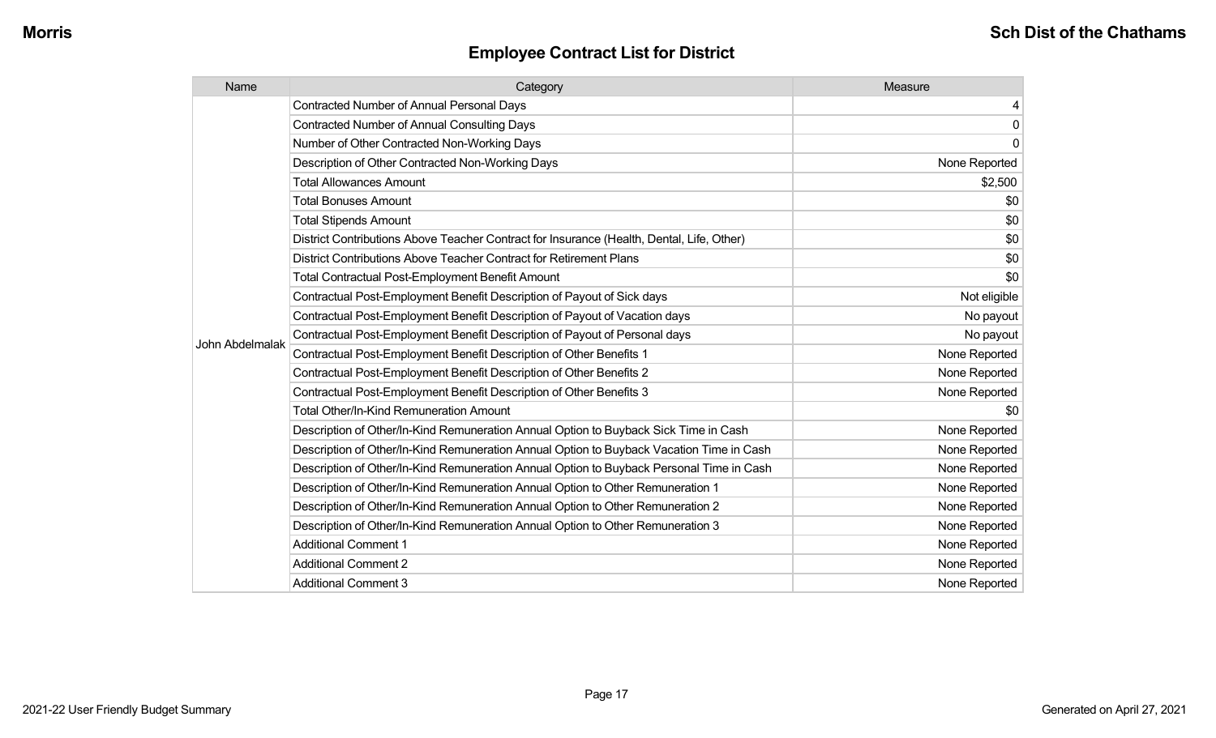## Employee Contract List for District

| Name | Category | Measure |
|---|---|---|
| John Abdelmalak | Contracted Number of Annual Personal Days | 4 |
| | Contracted Number of Annual Consulting Days | 0 |
| | Number of Other Contracted Non-Working Days | 0 |
| | Description of Other Contracted Non-Working Days | None Reported |
| | Total Allowances Amount | $2,500 |
| | Total Bonuses Amount | $0 |
| | Total Stipends Amount | $0 |
| | District Contributions Above Teacher Contract for Insurance (Health, Dental, Life, Other) | $0 |
| | District Contributions Above Teacher Contract for Retirement Plans | $0 |
| | Total Contractual Post-Employment Benefit Amount | $0 |
| | Contractual Post-Employment Benefit Description of Payout of Sick days | Not eligible |
| | Contractual Post-Employment Benefit Description of Payout of Vacation days | No payout |
| | Contractual Post-Employment Benefit Description of Payout of Personal days | No payout |
| | Contractual Post-Employment Benefit Description of Other Benefits 1 | None Reported |
| | Contractual Post-Employment Benefit Description of Other Benefits 2 | None Reported |
| | Contractual Post-Employment Benefit Description of Other Benefits 3 | None Reported |
| | Total Other/In-Kind Remuneration Amount | $0 |
| | Description of Other/In-Kind Remuneration Annual Option to Buyback Sick Time in Cash | None Reported |
| | Description of Other/In-Kind Remuneration Annual Option to Buyback Vacation Time in Cash | None Reported |
| | Description of Other/In-Kind Remuneration Annual Option to Buyback Personal Time in Cash | None Reported |
| | Description of Other/In-Kind Remuneration Annual Option to Other Remuneration 1 | None Reported |
| | Description of Other/In-Kind Remuneration Annual Option to Other Remuneration 2 | None Reported |
| | Description of Other/In-Kind Remuneration Annual Option to Other Remuneration 3 | None Reported |
| | Additional Comment 1 | None Reported |
| | Additional Comment 2 | None Reported |
| | Additional Comment 3 | None Reported |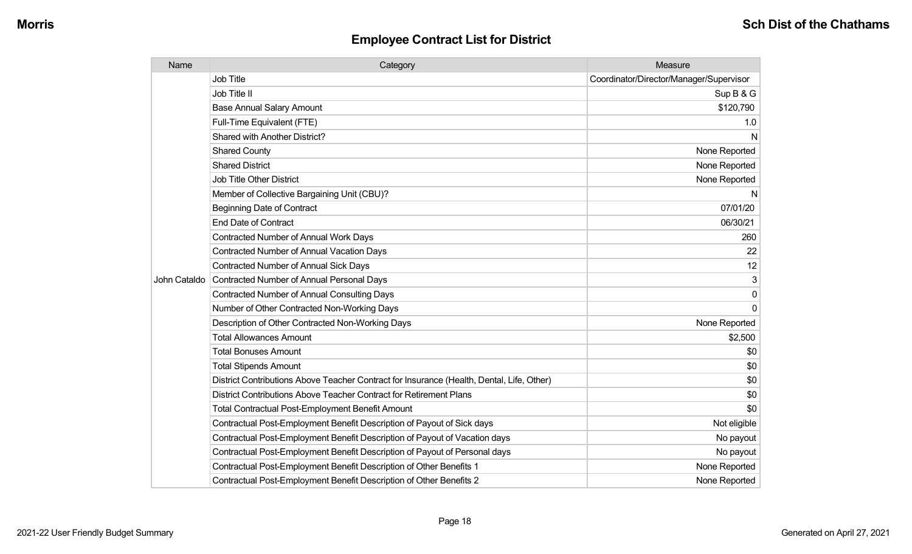## Employee Contract List for District

| Name | Category | Measure |
|---|---|---|
| John Cataldo | Job Title | Coordinator/Director/Manager/Supervisor |
| | Job Title II | Sup B & G |
| | Base Annual Salary Amount | $120,790 |
| | Full-Time Equivalent (FTE) | 1.0 |
| | Shared with Another District? | N |
| | Shared County | None Reported |
| | Shared District | None Reported |
| | Job Title Other District | None Reported |
| | Member of Collective Bargaining Unit (CBU)? | N |
| | Beginning Date of Contract | 07/01/20 |
| | End Date of Contract | 06/30/21 |
| | Contracted Number of Annual Work Days | 260 |
| | Contracted Number of Annual Vacation Days | 22 |
| | Contracted Number of Annual Sick Days | 12 |
| | Contracted Number of Annual Personal Days | 3 |
| | Contracted Number of Annual Consulting Days | 0 |
| | Number of Other Contracted Non-Working Days | 0 |
| | Description of Other Contracted Non-Working Days | None Reported |
| | Total Allowances Amount | $2,500 |
| | Total Bonuses Amount | $0 |
| | Total Stipends Amount | $0 |
| | District Contributions Above Teacher Contract for Insurance (Health, Dental, Life, Other) | $0 |
| | District Contributions Above Teacher Contract for Retirement Plans | $0 |
| | Total Contractual Post-Employment Benefit Amount | $0 |
| | Contractual Post-Employment Benefit Description of Payout of Sick days | Not eligible |
| | Contractual Post-Employment Benefit Description of Payout of Vacation days | No payout |
| | Contractual Post-Employment Benefit Description of Payout of Personal days | No payout |
| | Contractual Post-Employment Benefit Description of Other Benefits 1 | None Reported |
| | Contractual Post-Employment Benefit Description of Other Benefits 2 | None Reported |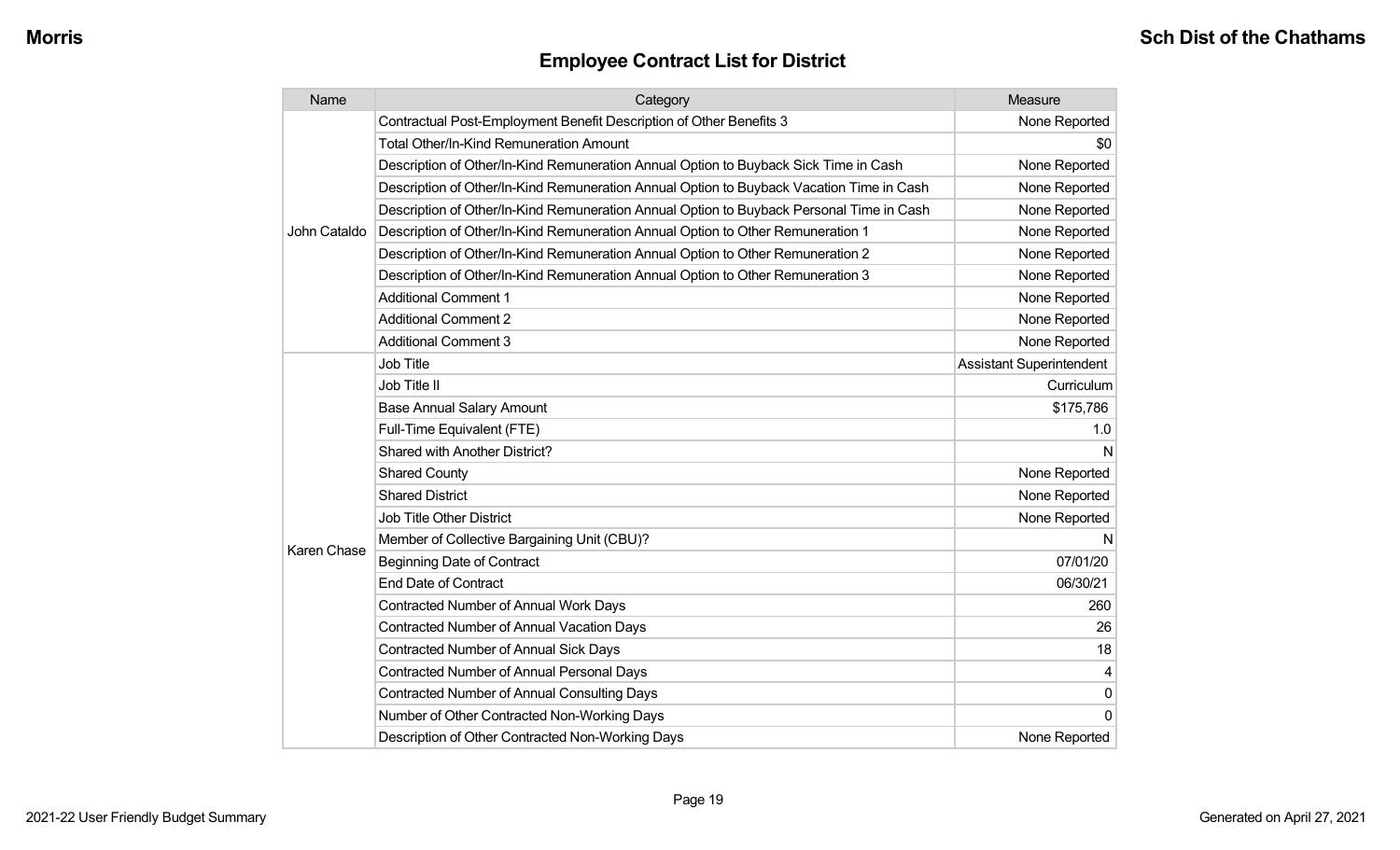## Employee Contract List for District

| Name | Category | Measure |
|---|---|---|
| John Cataldo | Contractual Post-Employment Benefit Description of Other Benefits 3 | None Reported |
| | Total Other/In-Kind Remuneration Amount | $0 |
| | Description of Other/In-Kind Remuneration Annual Option to Buyback Sick Time in Cash | None Reported |
| | Description of Other/In-Kind Remuneration Annual Option to Buyback Vacation Time in Cash | None Reported |
| | Description of Other/In-Kind Remuneration Annual Option to Buyback Personal Time in Cash | None Reported |
| | Description of Other/In-Kind Remuneration Annual Option to Other Remuneration 1 | None Reported |
| | Description of Other/In-Kind Remuneration Annual Option to Other Remuneration 2 | None Reported |
| | Description of Other/In-Kind Remuneration Annual Option to Other Remuneration 3 | None Reported |
| | Additional Comment 1 | None Reported |
| | Additional Comment 2 | None Reported |
| | Additional Comment 3 | None Reported |
| Karen Chase | Job Title | Assistant Superintendent |
| | Job Title II | Curriculum |
| | Base Annual Salary Amount | $175,786 |
| | Full-Time Equivalent (FTE) | 1.0 |
| | Shared with Another District? | N |
| | Shared County | None Reported |
| | Shared District | None Reported |
| | Job Title Other District | None Reported |
| | Member of Collective Bargaining Unit (CBU)? | N |
| | Beginning Date of Contract | 07/01/20 |
| | End Date of Contract | 06/30/21 |
| | Contracted Number of Annual Work Days | 260 |
| | Contracted Number of Annual Vacation Days | 26 |
| | Contracted Number of Annual Sick Days | 18 |
| | Contracted Number of Annual Personal Days | 4 |
| | Contracted Number of Annual Consulting Days | 0 |
| | Number of Other Contracted Non-Working Days | 0 |
| | Description of Other Contracted Non-Working Days | None Reported |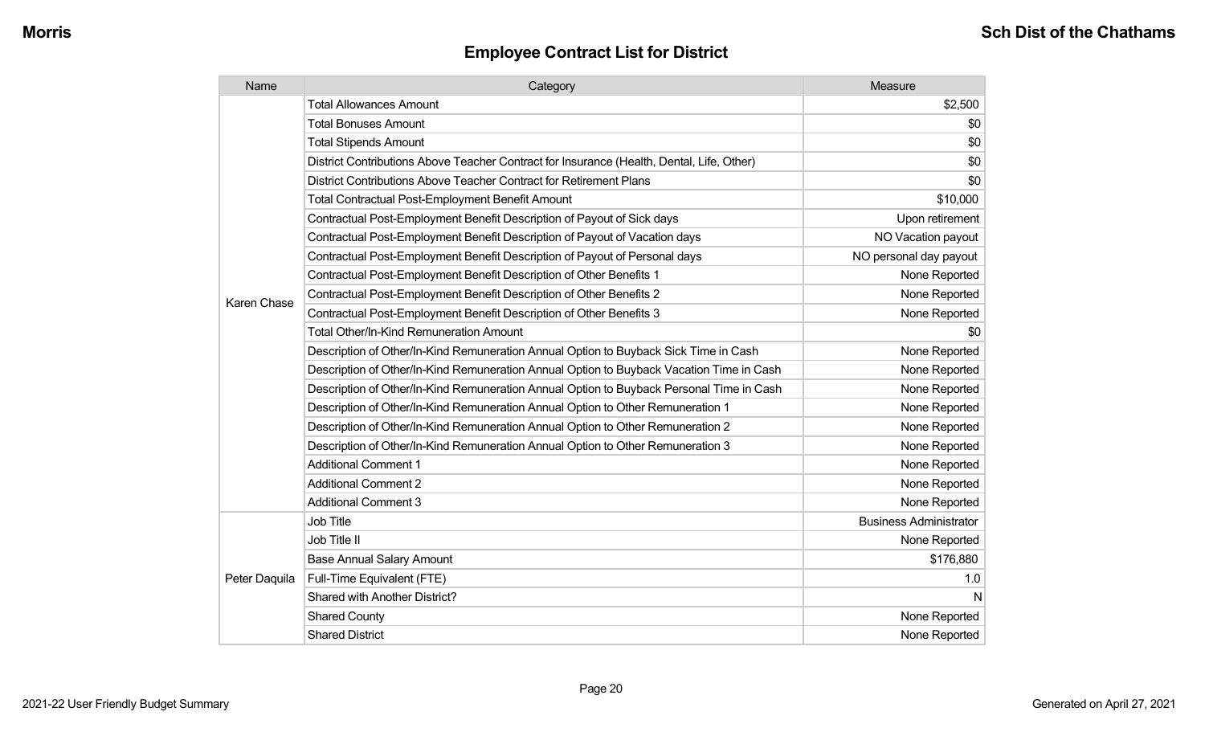## Employee Contract List for District

| Name | Category | Measure |
|---|---|---|
| Karen Chase | Total Allowances Amount | $2,500 |
| | Total Bonuses Amount | $0 |
| | Total Stipends Amount | $0 |
| | District Contributions Above Teacher Contract for Insurance (Health, Dental, Life, Other) | $0 |
| | District Contributions Above Teacher Contract for Retirement Plans | $0 |
| | Total Contractual Post-Employment Benefit Amount | $10,000 |
| | Contractual Post-Employment Benefit Description of Payout of Sick days | Upon retirement |
| | Contractual Post-Employment Benefit Description of Payout of Vacation days | NO Vacation payout |
| | Contractual Post-Employment Benefit Description of Payout of Personal days | NO personal day payout |
| | Contractual Post-Employment Benefit Description of Other Benefits 1 | None Reported |
| | Contractual Post-Employment Benefit Description of Other Benefits 2 | None Reported |
| | Contractual Post-Employment Benefit Description of Other Benefits 3 | None Reported |
| | Total Other/In-Kind Remuneration Amount | $0 |
| | Description of Other/In-Kind Remuneration Annual Option to Buyback Sick Time in Cash | None Reported |
| | Description of Other/In-Kind Remuneration Annual Option to Buyback Vacation Time in Cash | None Reported |
| | Description of Other/In-Kind Remuneration Annual Option to Buyback Personal Time in Cash | None Reported |
| | Description of Other/In-Kind Remuneration Annual Option to Other Remuneration 1 | None Reported |
| | Description of Other/In-Kind Remuneration Annual Option to Other Remuneration 2 | None Reported |
| | Description of Other/In-Kind Remuneration Annual Option to Other Remuneration 3 | None Reported |
| | Additional Comment 1 | None Reported |
| | Additional Comment 2 | None Reported |
| | Additional Comment 3 | None Reported |
| Peter Daquila | Job Title | Business Administrator |
| | Job Title II | None Reported |
| | Base Annual Salary Amount | $176,880 |
| | Full-Time Equivalent (FTE) | 1.0 |
| | Shared with Another District? | N |
| | Shared County | None Reported |
| | Shared District | None Reported |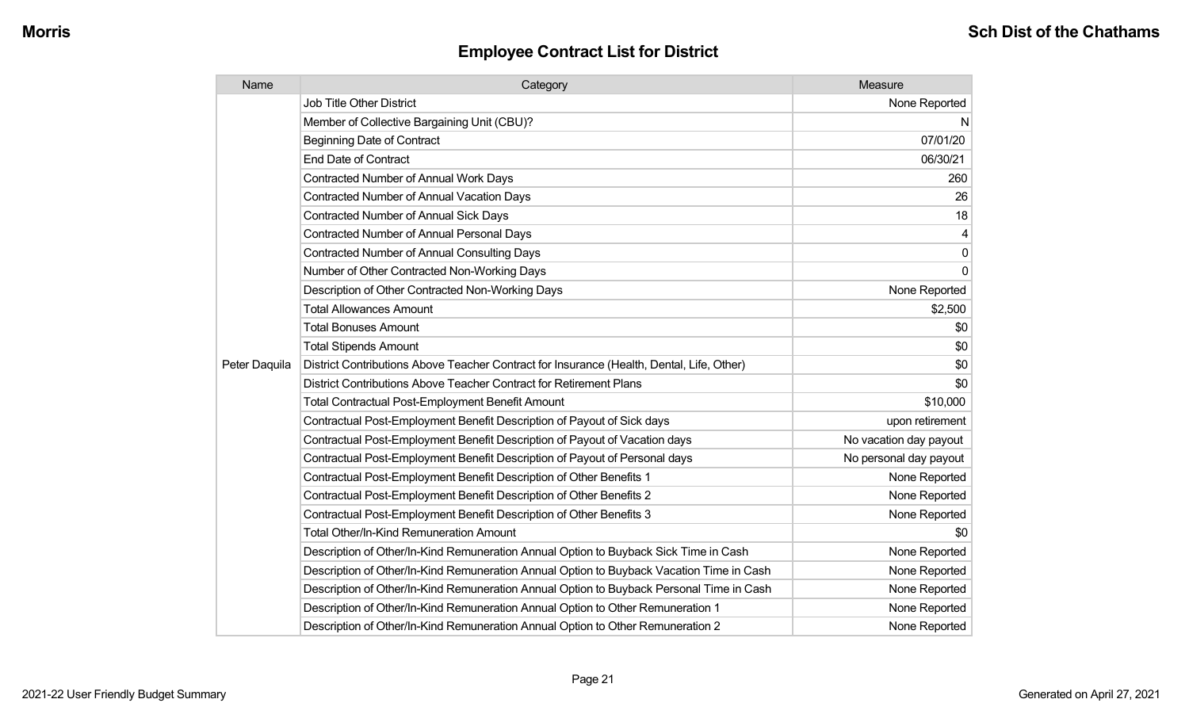## Employee Contract List for District

| Name | Category | Measure |
|---|---|---|
| Peter Daquila | Job Title Other District | None Reported |
| | Member of Collective Bargaining Unit (CBU)? | N |
| | Beginning Date of Contract | 07/01/20 |
| | End Date of Contract | 06/30/21 |
| | Contracted Number of Annual Work Days | 260 |
| | Contracted Number of Annual Vacation Days | 26 |
| | Contracted Number of Annual Sick Days | 18 |
| | Contracted Number of Annual Personal Days | 4 |
| | Contracted Number of Annual Consulting Days | 0 |
| | Number of Other Contracted Non-Working Days | 0 |
| | Description of Other Contracted Non-Working Days | None Reported |
| | Total Allowances Amount | $2,500 |
| | Total Bonuses Amount | $0 |
| | Total Stipends Amount | $0 |
| | District Contributions Above Teacher Contract for Insurance (Health, Dental, Life, Other) | $0 |
| | District Contributions Above Teacher Contract for Retirement Plans | $0 |
| | Total Contractual Post-Employment Benefit Amount | $10,000 |
| | Contractual Post-Employment Benefit Description of Payout of Sick days | upon retirement |
| | Contractual Post-Employment Benefit Description of Payout of Vacation days | No vacation day payout |
| | Contractual Post-Employment Benefit Description of Payout of Personal days | No personal day payout |
| | Contractual Post-Employment Benefit Description of Other Benefits 1 | None Reported |
| | Contractual Post-Employment Benefit Description of Other Benefits 2 | None Reported |
| | Contractual Post-Employment Benefit Description of Other Benefits 3 | None Reported |
| | Total Other/In-Kind Remuneration Amount | $0 |
| | Description of Other/In-Kind Remuneration Annual Option to Buyback Sick Time in Cash | None Reported |
| | Description of Other/In-Kind Remuneration Annual Option to Buyback Vacation Time in Cash | None Reported |
| | Description of Other/In-Kind Remuneration Annual Option to Buyback Personal Time in Cash | None Reported |
| | Description of Other/In-Kind Remuneration Annual Option to Other Remuneration 1 | None Reported |
| | Description of Other/In-Kind Remuneration Annual Option to Other Remuneration 2 | None Reported |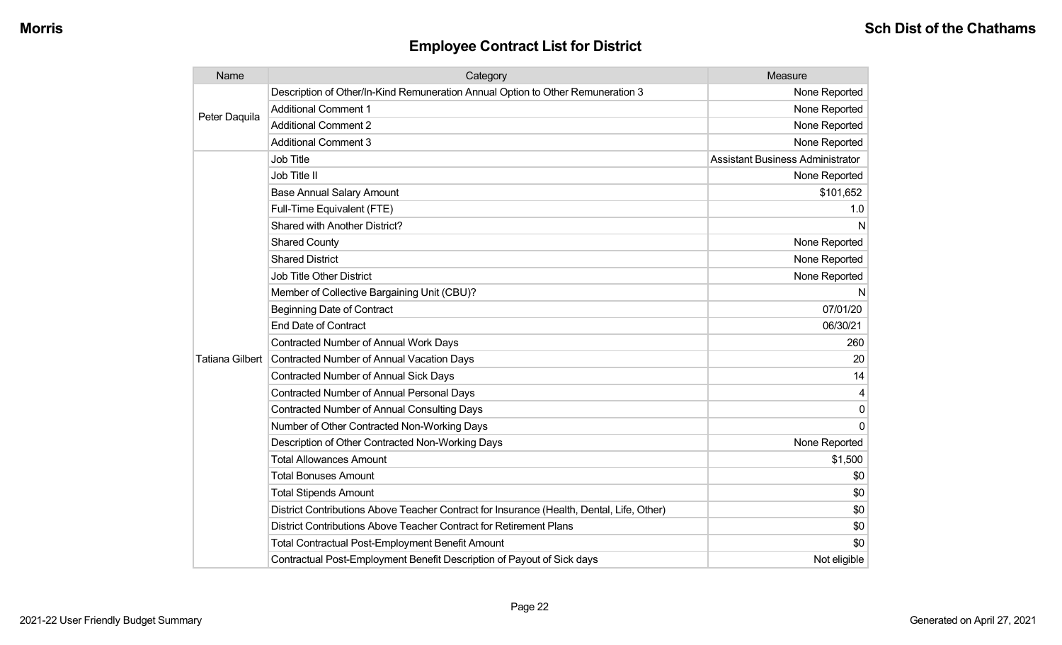## Employee Contract List for District

| Name | Category | Measure |
|---|---|---|
| Peter Daquila | Description of Other/In-Kind Remuneration Annual Option to Other Remuneration 3 | None Reported |
| | Additional Comment 1 | None Reported |
| | Additional Comment 2 | None Reported |
| | Additional Comment 3 | None Reported |
| Tatiana Gilbert | Job Title | Assistant Business Administrator |
| | Job Title II | None Reported |
| | Base Annual Salary Amount | $101,652 |
| | Full-Time Equivalent (FTE) | 1.0 |
| | Shared with Another District? | N |
| | Shared County | None Reported |
| | Shared District | None Reported |
| | Job Title Other District | None Reported |
| | Member of Collective Bargaining Unit (CBU)? | N |
| | Beginning Date of Contract | 07/01/20 |
| | End Date of Contract | 06/30/21 |
| | Contracted Number of Annual Work Days | 260 |
| | Contracted Number of Annual Vacation Days | 20 |
| | Contracted Number of Annual Sick Days | 14 |
| | Contracted Number of Annual Personal Days | 4 |
| | Contracted Number of Annual Consulting Days | 0 |
| | Number of Other Contracted Non-Working Days | 0 |
| | Description of Other Contracted Non-Working Days | None Reported |
| | Total Allowances Amount | $1,500 |
| | Total Bonuses Amount | $0 |
| | Total Stipends Amount | $0 |
| | District Contributions Above Teacher Contract for Insurance (Health, Dental, Life, Other) | $0 |
| | District Contributions Above Teacher Contract for Retirement Plans | $0 |
| | Total Contractual Post-Employment Benefit Amount | $0 |
| | Contractual Post-Employment Benefit Description of Payout of Sick days | Not eligible |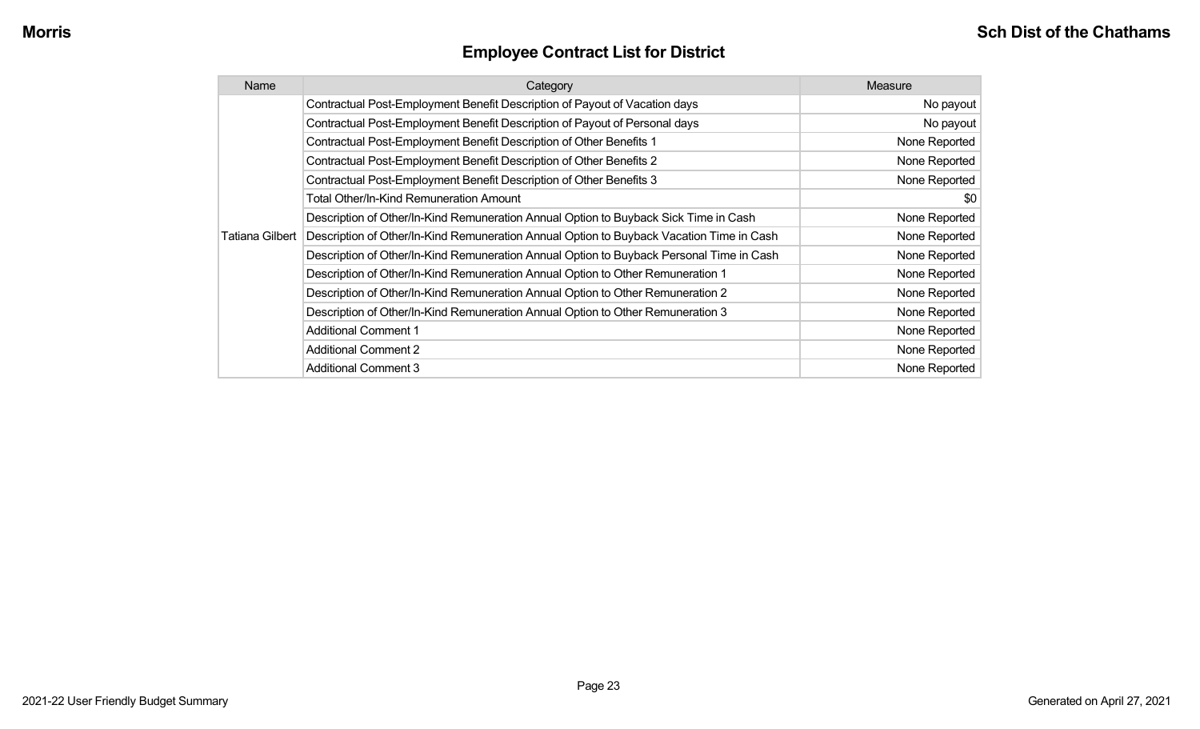## Employee Contract List for District

| Name | Category | Measure |
|---|---|---|
| Tatiana Gilbert | Contractual Post-Employment Benefit Description of Payout of Vacation days | No payout |
| | Contractual Post-Employment Benefit Description of Payout of Personal days | No payout |
| | Contractual Post-Employment Benefit Description of Other Benefits 1 | None Reported |
| | Contractual Post-Employment Benefit Description of Other Benefits 2 | None Reported |
| | Contractual Post-Employment Benefit Description of Other Benefits 3 | None Reported |
| | Total Other/In-Kind Remuneration Amount | $0 |
| | Description of Other/In-Kind Remuneration Annual Option to Buyback Sick Time in Cash | None Reported |
| | Description of Other/In-Kind Remuneration Annual Option to Buyback Vacation Time in Cash | None Reported |
| | Description of Other/In-Kind Remuneration Annual Option to Buyback Personal Time in Cash | None Reported |
| | Description of Other/In-Kind Remuneration Annual Option to Other Remuneration 1 | None Reported |
| | Description of Other/In-Kind Remuneration Annual Option to Other Remuneration 2 | None Reported |
| | Description of Other/In-Kind Remuneration Annual Option to Other Remuneration 3 | None Reported |
| | Additional Comment 1 | None Reported |
| | Additional Comment 2 | None Reported |
| | Additional Comment 3 | None Reported |